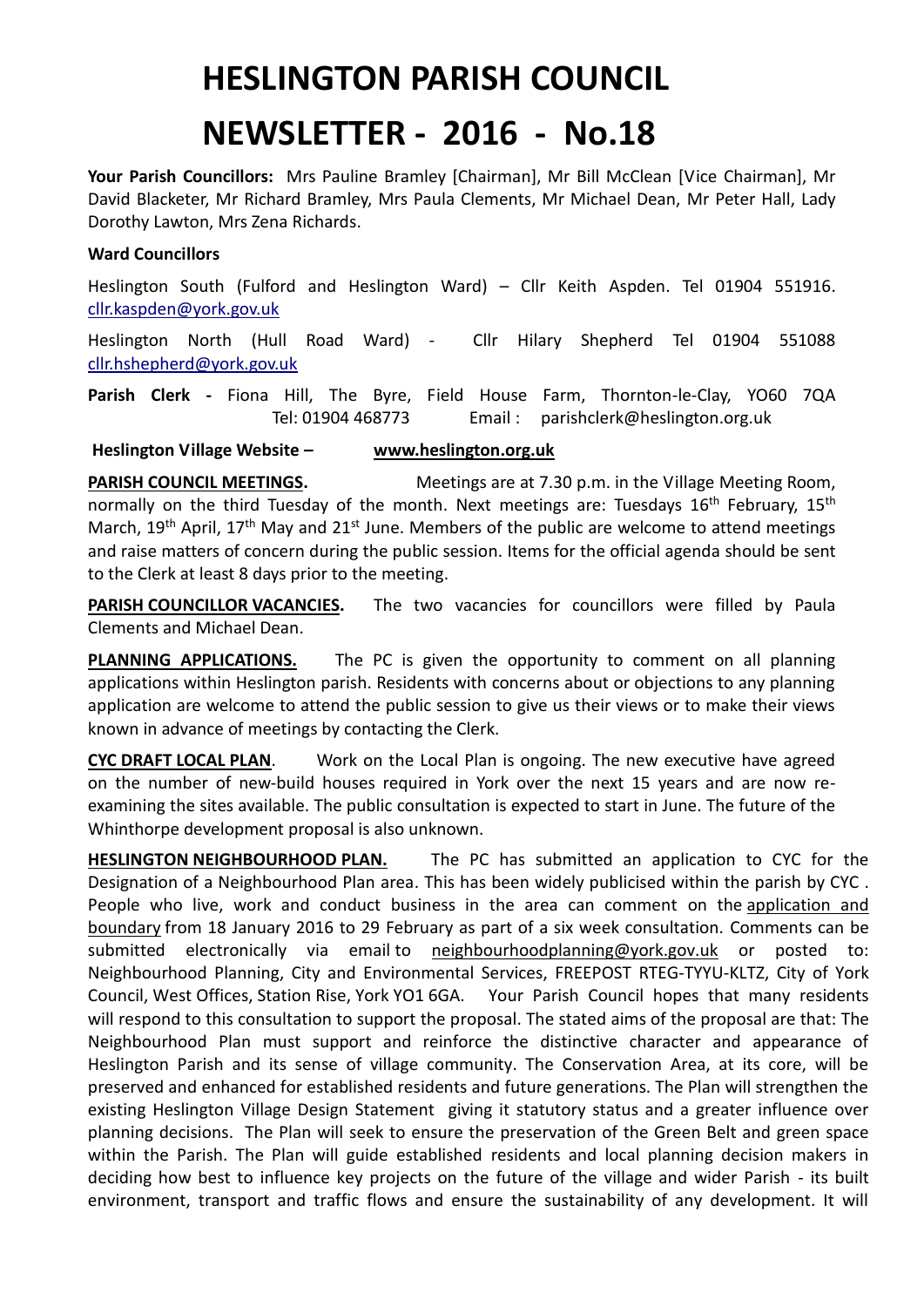# HESLINGTON PARISH COUNCIL

# NEWSLETTER - 2016 - No.18

**Your Parish Councillors:** Mrs Pauline Bramley [Chairman], Mr Bill McClean [Vice Chairman], Mr David Blacketer, Mr Richard Bramley, Mrs Paula Clements, Mr Michael Dean, Mr Peter Hall, Lady Dorothy Lawton, Mrs Zena Richards.

**Ward Councillors**

Heslington South (Fulford and Heslington Ward) – Cllr Keith Aspden. Tel 01904 551916. cllr.kaspden@york.gov.uk

Heslington North (Hull Road Ward) - Cllr Hilary Shepherd Tel 01904 551088 cllr.hshepherd@york.gov.uk

**Parish Clerk -** Fiona Hill, The Byre, Field House Farm, Thornton-le-Clay, YO60 7QA Tel: 01904 468773 Email : parishclerk@heslington.org.uk

**Heslington Village Website – www.heslington.org.uk**

**PARISH COUNCIL MEETINGS.** Meetings are at 7.30 p.m. in the Village Meeting Room, normally on the third Tuesday of the month. Next meetings are: Tuesdays 16th February, 15th March, 19th April, 17th May and 21st June. Members of the public are welcome to attend meetings and raise matters of concern during the public session. Items for the official agenda should be sent to the Clerk at least 8 days prior to the meeting.

**PARISH COUNCILLOR VACANCIES.** The two vacancies for councillors were filled by Paula Clements and Michael Dean.

**PLANNING APPLICATIONS.** The PC is given the opportunity to comment on all planning applications within Heslington parish. Residents with concerns about or objections to any planning application are welcome to attend the public session to give us their views or to make their views known in advance of meetings by contacting the Clerk.

**CYC DRAFT LOCAL PLAN**. Work on the Local Plan is ongoing. The new executive have agreed on the number of new-build houses required in York over the next 15 years and are now re-examining the sites available. The public consultation is expected to start in June. The future of the Whinthorpe development proposal is also unknown.

**HESLINGTON NEIGHBOURHOOD PLAN.** The PC has submitted an application to CYC for the Designation of a Neighbourhood Plan area. This has been widely publicised within the parish by CYC . People who live, work and conduct business in the area can comment on the application and boundary from 18 January 2016 to 29 February as part of a six week consultation. Comments can be submitted electronically via email to neighbourhoodplanning@york.gov.uk or posted to: Neighbourhood Planning, City and Environmental Services, FREEPOST RTEG-TYYU-KLTZ, City of York Council, West Offices, Station Rise, York YO1 6GA. Your Parish Council hopes that many residents will respond to this consultation to support the proposal. The stated aims of the proposal are that: The Neighbourhood Plan must support and reinforce the distinctive character and appearance of Heslington Parish and its sense of village community. The Conservation Area, at its core, will be preserved and enhanced for established residents and future generations. The Plan will strengthen the existing Heslington Village Design Statement giving it statutory status and a greater influence over planning decisions. The Plan will seek to ensure the preservation of the Green Belt and green space within the Parish. The Plan will guide established residents and local planning decision makers in deciding how best to influence key projects on the future of the village and wider Parish - its built environment, transport and traffic flows and ensure the sustainability of any development. It will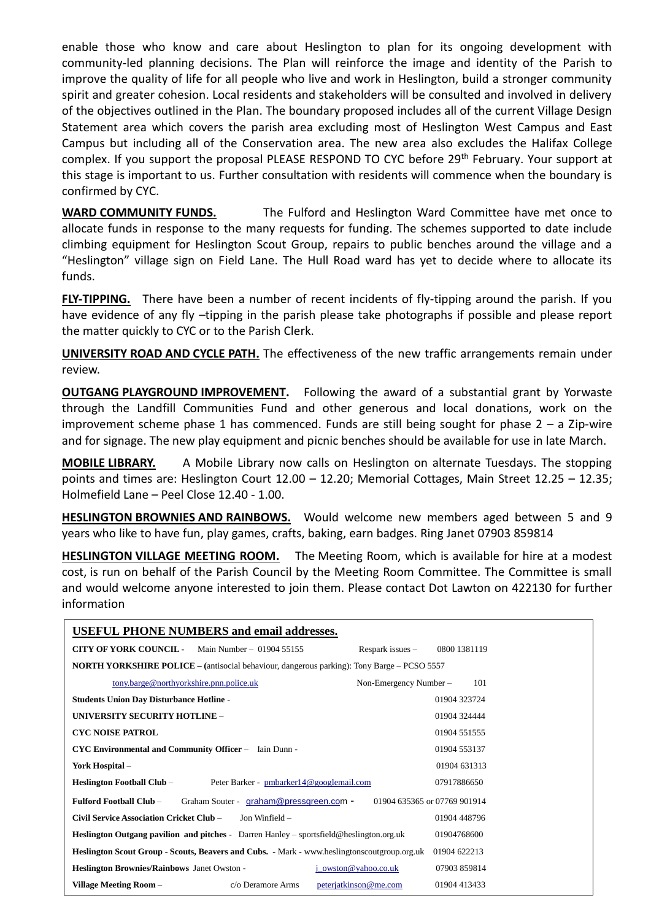enable those who know and care about Heslington to plan for its ongoing development with community-led planning decisions. The Plan will reinforce the image and identity of the Parish to improve the quality of life for all people who live and work in Heslington, build a stronger community spirit and greater cohesion. Local residents and stakeholders will be consulted and involved in delivery of the objectives outlined in the Plan. The boundary proposed includes all of the current Village Design Statement area which covers the parish area excluding most of Heslington West Campus and East Campus but including all of the Conservation area. The new area also excludes the Halifax College complex. If you support the proposal PLEASE RESPOND TO CYC before 29th February. Your support at this stage is important to us. Further consultation with residents will commence when the boundary is confirmed by CYC.

**WARD COMMUNITY FUNDS.** The Fulford and Heslington Ward Committee have met once to allocate funds in response to the many requests for funding. The schemes supported to date include climbing equipment for Heslington Scout Group, repairs to public benches around the village and a "Heslington" village sign on Field Lane. The Hull Road ward has yet to decide where to allocate its funds.

**FLY-TIPPING.** There have been a number of recent incidents of fly-tipping around the parish. If you have evidence of any fly –tipping in the parish please take photographs if possible and please report the matter quickly to CYC or to the Parish Clerk.

**UNIVERSITY ROAD AND CYCLE PATH.** The effectiveness of the new traffic arrangements remain under review.

**OUTGANG PLAYGROUND IMPROVEMENT.** Following the award of a substantial grant by Yorwaste through the Landfill Communities Fund and other generous and local donations, work on the improvement scheme phase 1 has commenced. Funds are still being sought for phase 2 – a Zip-wire and for signage. The new play equipment and picnic benches should be available for use in late March.

**MOBILE LIBRARY.** A Mobile Library now calls on Heslington on alternate Tuesdays. The stopping points and times are: Heslington Court 12.00 – 12.20; Memorial Cottages, Main Street 12.25 – 12.35; Holmefield Lane – Peel Close 12.40 - 1.00.

**HESLINGTON BROWNIES AND RAINBOWS.** Would welcome new members aged between 5 and 9 years who like to have fun, play games, crafts, baking, earn badges. Ring Janet 07903 859814

**HESLINGTON VILLAGE MEETING ROOM.** The Meeting Room, which is available for hire at a modest cost, is run on behalf of the Parish Council by the Meeting Room Committee. The Committee is small and would welcome anyone interested to join them. Please contact Dot Lawton on 422130 for further information

## USEFUL PHONE NUMBERS and email addresses.

| | | | |
|---|---|---|---|
| **CITY OF YORK COUNCIL -** | Main Number – 01904 55155 | Respark issues – | 0800 1381119 |
| **NORTH YORKSHIRE POLICE – (**antisocial behaviour, dangerous parking): Tony Barge – PCSO 5557 | | | |
| | tony.barge@northyorkshire.pnn.police.uk | Non-Emergency Number – | 101 |
| **Students Union Day Disturbance Hotline -** | | | 01904 323724 |
| **UNIVERSITY SECURITY HOTLINE** – | | | 01904 324444 |
| **CYC NOISE PATROL** | | | 01904 551555 |
| **CYC Environmental and Community Officer** – | Iain Dunn - | | 01904 553137 |
| **York Hospital** – | | | 01904 631313 |
| **Heslington Football Club** – | Peter Barker - pmbarker14@googlemail.com | | 07917886650 |
| **Fulford Football Club** – | Graham Souter - graham@pressgreen.com - | | 01904 635365 or 07769 901914 |
| **Civil Service Association Cricket Club** – | Jon Winfield – | | 01904 448796 |
| **Heslington Outgang pavilion and pitches -** | Darren Hanley – sportsfield@heslington.org.uk | | 01904768600 |
| **Heslington Scout Group - Scouts, Beavers and Cubs.** | - Mark - www.heslingtonscoutgroup.org.uk | | 01904 622213 |
| **Heslington Brownies/Rainbows** Janet Owston - | | j_owston@yahoo.co.uk | 07903 859814 |
| **Village Meeting Room** – | c/o Deramore Arms | peterjatkinson@me.com | 01904 413433 |